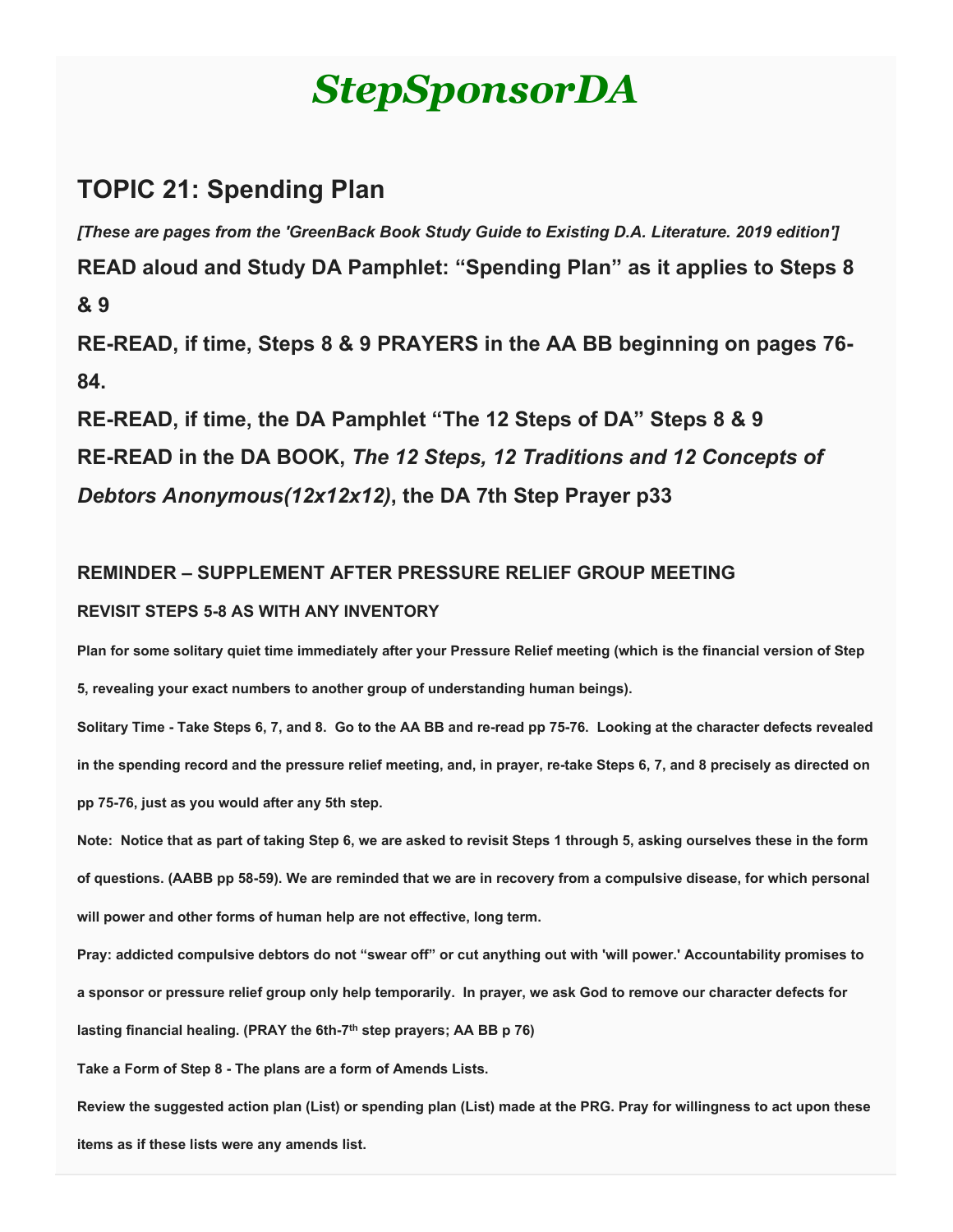# *StepSponsorDA*

## TOPIC 21: Spending Plan

***[These are pages from the 'GreenBack Book Study Guide to Existing D.A. Literature. 2019 edition']***

**READ aloud and Study DA Pamphlet: "Spending Plan" as it applies to Steps 8 & 9**

**RE-READ, if time, Steps 8 & 9 PRAYERS in the AA BB beginning on pages 76-84.**

**RE-READ, if time, the DA Pamphlet "The 12 Steps of DA" Steps 8 & 9**

**RE-READ in the DA BOOK, *The 12 Steps, 12 Traditions and 12 Concepts of Debtors Anonymous(12x12x12)*, the DA 7th Step Prayer p33**

### REMINDER – SUPPLEMENT AFTER PRESSURE RELIEF GROUP MEETING

#### REVISIT STEPS 5-8 AS WITH ANY INVENTORY

**Plan for some solitary quiet time immediately after your Pressure Relief meeting (which is the financial version of Step 5, revealing your exact numbers to another group of understanding human beings).**

**Solitary Time - Take Steps 6, 7, and 8. Go to the AA BB and re-read pp 75-76. Looking at the character defects revealed in the spending record and the pressure relief meeting, and, in prayer, re-take Steps 6, 7, and 8 precisely as directed on pp 75-76, just as you would after any 5th step.**

**Note: Notice that as part of taking Step 6, we are asked to revisit Steps 1 through 5, asking ourselves these in the form of questions. (AABB pp 58-59). We are reminded that we are in recovery from a compulsive disease, for which personal will power and other forms of human help are not effective, long term.**

**Pray: addicted compulsive debtors do not "swear off" or cut anything out with 'will power.' Accountability promises to a sponsor or pressure relief group only help temporarily. In prayer, we ask God to remove our character defects for lasting financial healing. (PRAY the 6th-7th step prayers; AA BB p 76)**

**Take a Form of Step 8 - The plans are a form of Amends Lists.**

**Review the suggested action plan (List) or spending plan (List) made at the PRG. Pray for willingness to act upon these items as if these lists were any amends list.**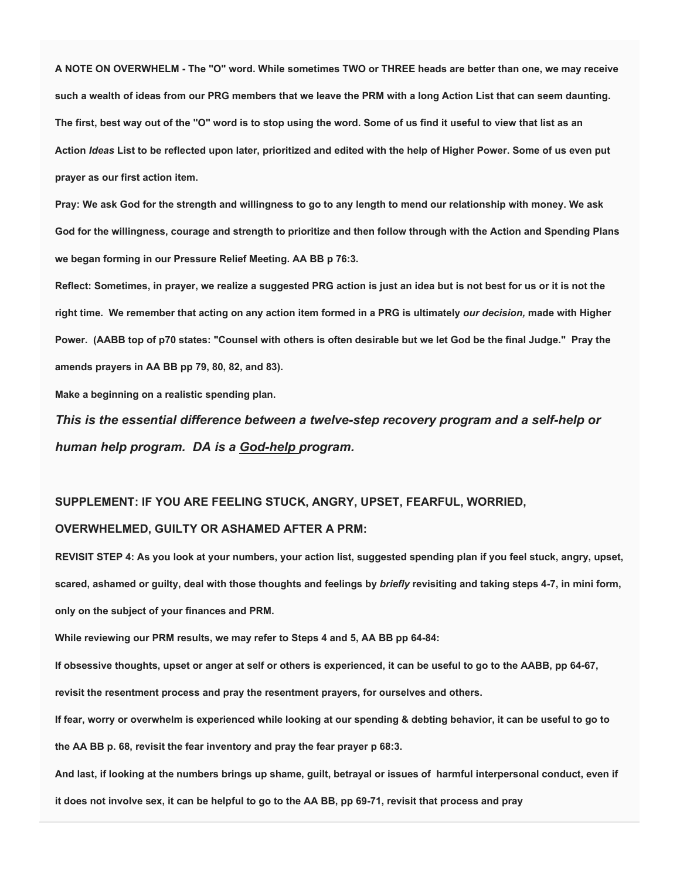**A NOTE ON OVERWHELM - The "O" word. While sometimes TWO or THREE heads are better than one, we may receive such a wealth of ideas from our PRG members that we leave the PRM with a long Action List that can seem daunting. The first, best way out of the "O" word is to stop using the word. Some of us find it useful to view that list as an Action *Ideas* List to be reflected upon later, prioritized and edited with the help of Higher Power. Some of us even put prayer as our first action item.**

**Pray: We ask God for the strength and willingness to go to any length to mend our relationship with money. We ask God for the willingness, courage and strength to prioritize and then follow through with the Action and Spending Plans we began forming in our Pressure Relief Meeting. AA BB p 76:3.**

**Reflect: Sometimes, in prayer, we realize a suggested PRG action is just an idea but is not best for us or it is not the right time. We remember that acting on any action item formed in a PRG is ultimately *our decision,* made with Higher Power. (AABB top of p70 states: "Counsel with others is often desirable but we let God be the final Judge." Pray the amends prayers in AA BB pp 79, 80, 82, and 83).**

**Make a beginning on a realistic spending plan.**

***This is the essential difference between a twelve-step recovery program and a self-help or human help program. DA is a <u>God-help</u> program.***

## SUPPLEMENT: IF YOU ARE FEELING STUCK, ANGRY, UPSET, FEARFUL, WORRIED, OVERWHELMED, GUILTY OR ASHAMED AFTER A PRM:

**REVISIT STEP 4: As you look at your numbers, your action list, suggested spending plan if you feel stuck, angry, upset, scared, ashamed or guilty, deal with those thoughts and feelings by *briefly* revisiting and taking steps 4-7, in mini form, only on the subject of your finances and PRM.**

**While reviewing our PRM results, we may refer to Steps 4 and 5, AA BB pp 64-84:**

**If obsessive thoughts, upset or anger at self or others is experienced, it can be useful to go to the AABB, pp 64-67, revisit the resentment process and pray the resentment prayers, for ourselves and others.**

**If fear, worry or overwhelm is experienced while looking at our spending & debting behavior, it can be useful to go to the AA BB p. 68, revisit the fear inventory and pray the fear prayer p 68:3.**

**And last, if looking at the numbers brings up shame, guilt, betrayal or issues of harmful interpersonal conduct, even if it does not involve sex, it can be helpful to go to the AA BB, pp 69-71, revisit that process and pray**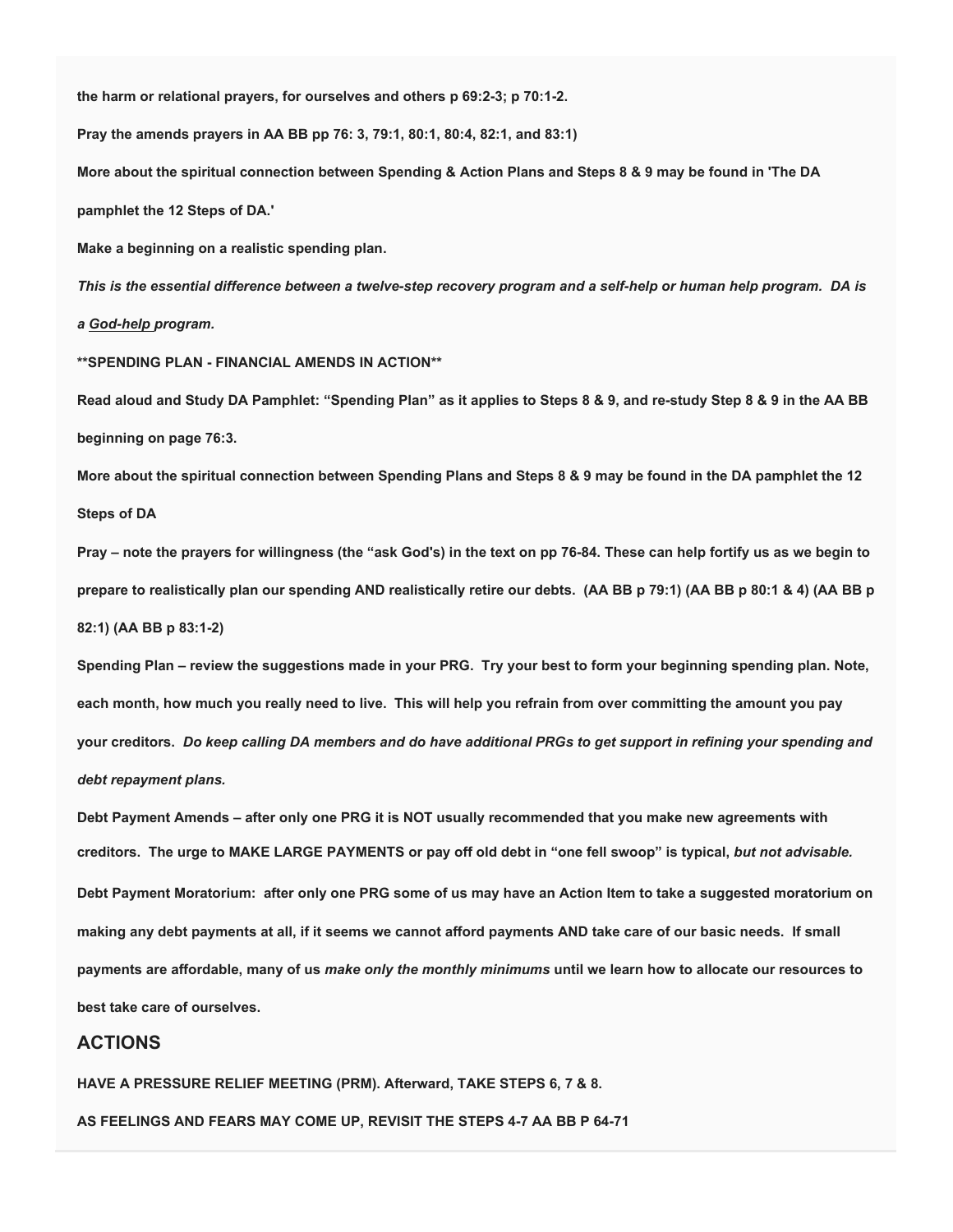**the harm or relational prayers, for ourselves and others p 69:2-3; p 70:1-2.**

**Pray the amends prayers in AA BB pp 76: 3, 79:1, 80:1, 80:4, 82:1, and 83:1)**

**More about the spiritual connection between Spending & Action Plans and Steps 8 & 9 may be found in 'The DA pamphlet the 12 Steps of DA.'**

**Make a beginning on a realistic spending plan.**

***This is the essential difference between a twelve-step recovery program and a self-help or human help program. DA is a God-help program.***

****SPENDING PLAN - FINANCIAL AMENDS IN ACTION****

**Read aloud and Study DA Pamphlet: "Spending Plan" as it applies to Steps 8 & 9, and re-study Step 8 & 9 in the AA BB beginning on page 76:3.**

**More about the spiritual connection between Spending Plans and Steps 8 & 9 may be found in the DA pamphlet the 12 Steps of DA**

**Pray – note the prayers for willingness (the "ask God's) in the text on pp 76-84. These can help fortify us as we begin to prepare to realistically plan our spending AND realistically retire our debts. (AA BB p 79:1) (AA BB p 80:1 & 4) (AA BB p 82:1) (AA BB p 83:1-2)**

**Spending Plan – review the suggestions made in your PRG. Try your best to form your beginning spending plan. Note, each month, how much you really need to live. This will help you refrain from over committing the amount you pay your creditors.** ***Do keep calling DA members and do have additional PRGs to get support in refining your spending and debt repayment plans.***

**Debt Payment Amends – after only one PRG it is NOT usually recommended that you make new agreements with creditors. The urge to MAKE LARGE PAYMENTS or pay off old debt in "one fell swoop" is typical,** ***but not advisable.***

**Debt Payment Moratorium: after only one PRG some of us may have an Action Item to take a suggested moratorium on making any debt payments at all, if it seems we cannot afford payments AND take care of our basic needs. If small payments are affordable, many of us** ***make only the monthly minimums*** **until we learn how to allocate our resources to best take care of ourselves.**

## ACTIONS

**HAVE A PRESSURE RELIEF MEETING (PRM). Afterward, TAKE STEPS 6, 7 & 8.**

**AS FEELINGS AND FEARS MAY COME UP, REVISIT THE STEPS 4-7 AA BB P 64-71**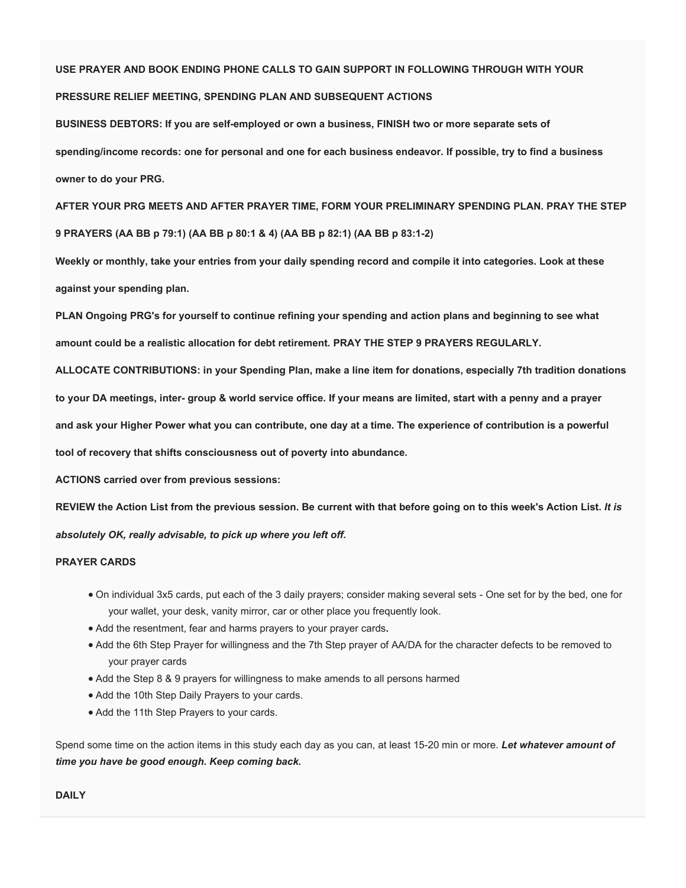**USE PRAYER AND BOOK ENDING PHONE CALLS TO GAIN SUPPORT IN FOLLOWING THROUGH WITH YOUR PRESSURE RELIEF MEETING, SPENDING PLAN AND SUBSEQUENT ACTIONS**

**BUSINESS DEBTORS: If you are self-employed or own a business, FINISH two or more separate sets of spending/income records: one for personal and one for each business endeavor. If possible, try to find a business owner to do your PRG.**

**AFTER YOUR PRG MEETS AND AFTER PRAYER TIME, FORM YOUR PRELIMINARY SPENDING PLAN. PRAY THE STEP 9 PRAYERS (AA BB p 79:1) (AA BB p 80:1 & 4) (AA BB p 82:1) (AA BB p 83:1-2)**

**Weekly or monthly, take your entries from your daily spending record and compile it into categories. Look at these against your spending plan.**

**PLAN Ongoing PRG's for yourself to continue refining your spending and action plans and beginning to see what amount could be a realistic allocation for debt retirement. PRAY THE STEP 9 PRAYERS REGULARLY.**

**ALLOCATE CONTRIBUTIONS: in your Spending Plan, make a line item for donations, especially 7th tradition donations to your DA meetings, inter- group & world service office. If your means are limited, start with a penny and a prayer and ask your Higher Power what you can contribute, one day at a time. The experience of contribution is a powerful tool of recovery that shifts consciousness out of poverty into abundance.**

**ACTIONS carried over from previous sessions:**

**REVIEW the Action List from the previous session. Be current with that before going on to this week's Action List.** ***It is absolutely OK, really advisable, to pick up where you left off.***

**PRAYER CARDS**

- On individual 3x5 cards, put each of the 3 daily prayers; consider making several sets - One set for by the bed, one for your wallet, your desk, vanity mirror, car or other place you frequently look.
- Add the resentment, fear and harms prayers to your prayer cards**.**
- Add the 6th Step Prayer for willingness and the 7th Step prayer of AA/DA for the character defects to be removed to your prayer cards
- Add the Step 8 & 9 prayers for willingness to make amends to all persons harmed
- Add the 10th Step Daily Prayers to your cards.
- Add the 11th Step Prayers to your cards.

Spend some time on the action items in this study each day as you can, at least 15-20 min or more. ***Let whatever amount of time you have be good enough. Keep coming back.***

**DAILY**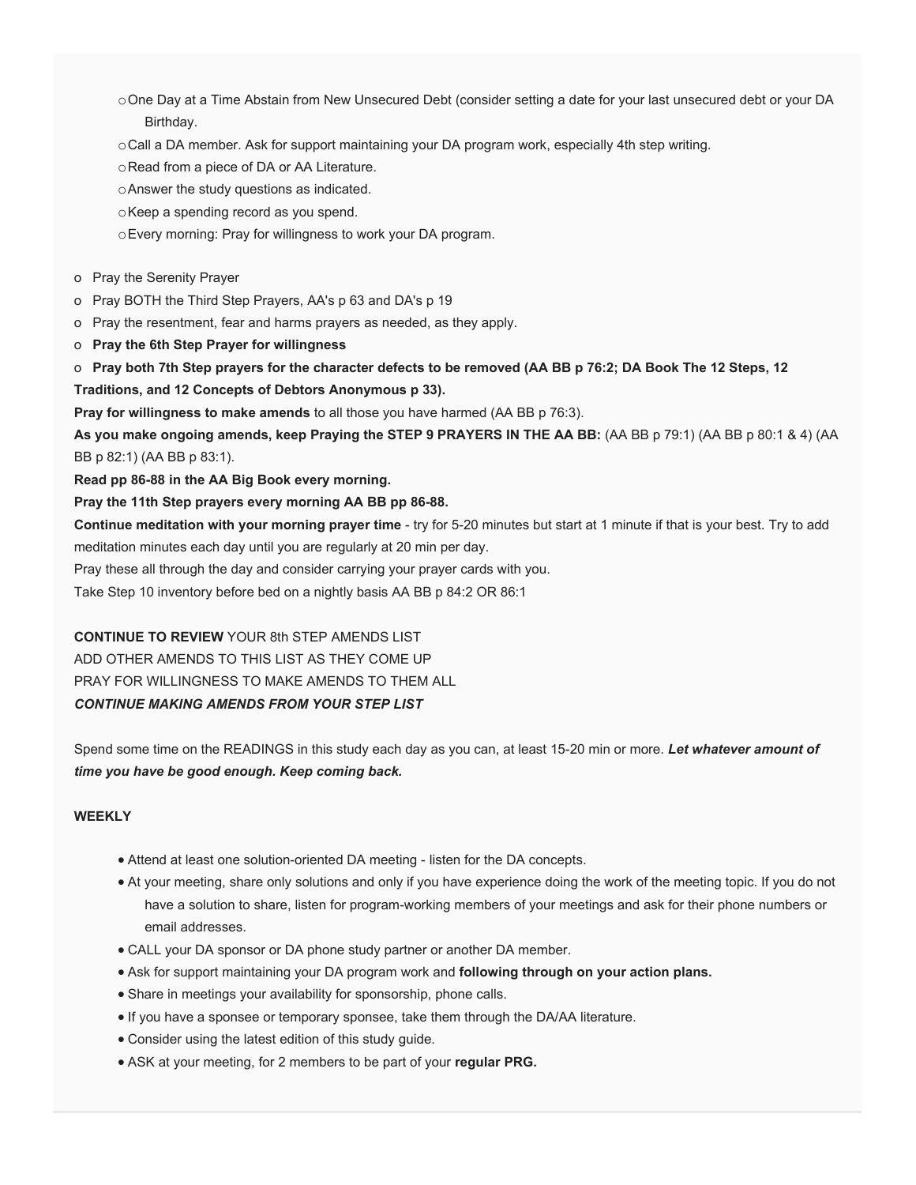- One Day at a Time Abstain from New Unsecured Debt (consider setting a date for your last unsecured debt or your DA Birthday.
- Call a DA member. Ask for support maintaining your DA program work, especially 4th step writing.
- Read from a piece of DA or AA Literature.
- Answer the study questions as indicated.
- Keep a spending record as you spend.
- Every morning: Pray for willingness to work your DA program.

- Pray the Serenity Prayer
- Pray BOTH the Third Step Prayers, AA's p 63 and DA's p 19
- Pray the resentment, fear and harms prayers as needed, as they apply.
- **Pray the 6th Step Prayer for willingness**
- **Pray both 7th Step prayers for the character defects to be removed (AA BB p 76:2; DA Book The 12 Steps, 12 Traditions, and 12 Concepts of Debtors Anonymous p 33).**

**Pray for willingness to make amends** to all those you have harmed (AA BB p 76:3).

**As you make ongoing amends, keep Praying the STEP 9 PRAYERS IN THE AA BB:** (AA BB p 79:1) (AA BB p 80:1 & 4) (AA BB p 82:1) (AA BB p 83:1).

**Read pp 86-88 in the AA Big Book every morning.**

**Pray the 11th Step prayers every morning AA BB pp 86-88.**

**Continue meditation with your morning prayer time** - try for 5-20 minutes but start at 1 minute if that is your best. Try to add meditation minutes each day until you are regularly at 20 min per day.

Pray these all through the day and consider carrying your prayer cards with you.

Take Step 10 inventory before bed on a nightly basis AA BB p 84:2 OR 86:1

**CONTINUE TO REVIEW** YOUR 8th STEP AMENDS LIST
ADD OTHER AMENDS TO THIS LIST AS THEY COME UP
PRAY FOR WILLINGNESS TO MAKE AMENDS TO THEM ALL
***CONTINUE MAKING AMENDS FROM YOUR STEP LIST***

Spend some time on the READINGS in this study each day as you can, at least 15-20 min or more. ***Let whatever amount of time you have be good enough. Keep coming back.***

**WEEKLY**

- Attend at least one solution-oriented DA meeting - listen for the DA concepts.
- At your meeting, share only solutions and only if you have experience doing the work of the meeting topic. If you do not have a solution to share, listen for program-working members of your meetings and ask for their phone numbers or email addresses.
- CALL your DA sponsor or DA phone study partner or another DA member.
- Ask for support maintaining your DA program work and **following through on your action plans.**
- Share in meetings your availability for sponsorship, phone calls.
- If you have a sponsee or temporary sponsee, take them through the DA/AA literature.
- Consider using the latest edition of this study guide.
- ASK at your meeting, for 2 members to be part of your **regular PRG.**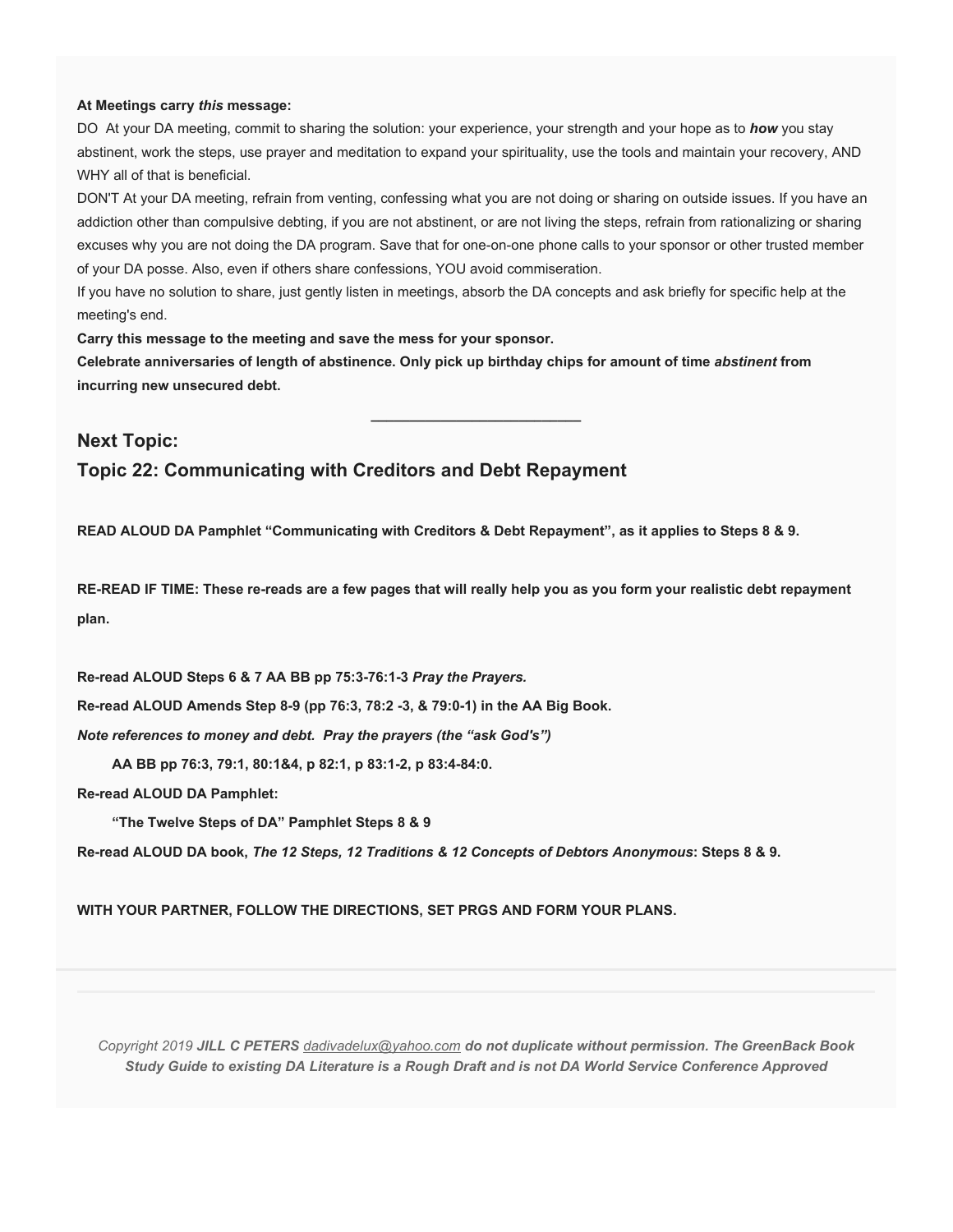**At Meetings carry *this* message:**

DO At your DA meeting, commit to sharing the solution: your experience, your strength and your hope as to ***how*** you stay abstinent, work the steps, use prayer and meditation to expand your spirituality, use the tools and maintain your recovery, AND WHY all of that is beneficial.

DON'T At your DA meeting, refrain from venting, confessing what you are not doing or sharing on outside issues. If you have an addiction other than compulsive debting, if you are not abstinent, or are not living the steps, refrain from rationalizing or sharing excuses why you are not doing the DA program. Save that for one-on-one phone calls to your sponsor or other trusted member of your DA posse. Also, even if others share confessions, YOU avoid commiseration.

If you have no solution to share, just gently listen in meetings, absorb the DA concepts and ask briefly for specific help at the meeting's end.

**Carry this message to the meeting and save the mess for your sponsor.**

**Celebrate anniversaries of length of abstinence. Only pick up birthday chips for amount of time *abstinent* from incurring new unsecured debt.**

---

## Next Topic:

## Topic 22: Communicating with Creditors and Debt Repayment

**READ ALOUD DA Pamphlet "Communicating with Creditors & Debt Repayment", as it applies to Steps 8 & 9.**

**RE-READ IF TIME: These re-reads are a few pages that will really help you as you form your realistic debt repayment plan.**

**Re-read ALOUD Steps 6 & 7 AA BB pp 75:3-76:1-3 *Pray the Prayers.***

**Re-read ALOUD Amends Step 8-9 (pp 76:3, 78:2 -3, & 79:0-1) in the AA Big Book.**

***Note references to money and debt. Pray the prayers (the "ask God's")***

**AA BB pp 76:3, 79:1, 80:1&4, p 82:1, p 83:1-2, p 83:4-84:0.**

**Re-read ALOUD DA Pamphlet:**

**"The Twelve Steps of DA" Pamphlet Steps 8 & 9**

**Re-read ALOUD DA book, *The 12 Steps, 12 Traditions & 12 Concepts of Debtors Anonymous*: Steps 8 & 9.**

**WITH YOUR PARTNER, FOLLOW THE DIRECTIONS, SET PRGS AND FORM YOUR PLANS.**

---

*Copyright 2019* ***JILL C PETERS*** *dadivadelux@yahoo.com* ***do not duplicate without permission. The GreenBack Book Study Guide to existing DA Literature is a Rough Draft and is not DA World Service Conference Approved***